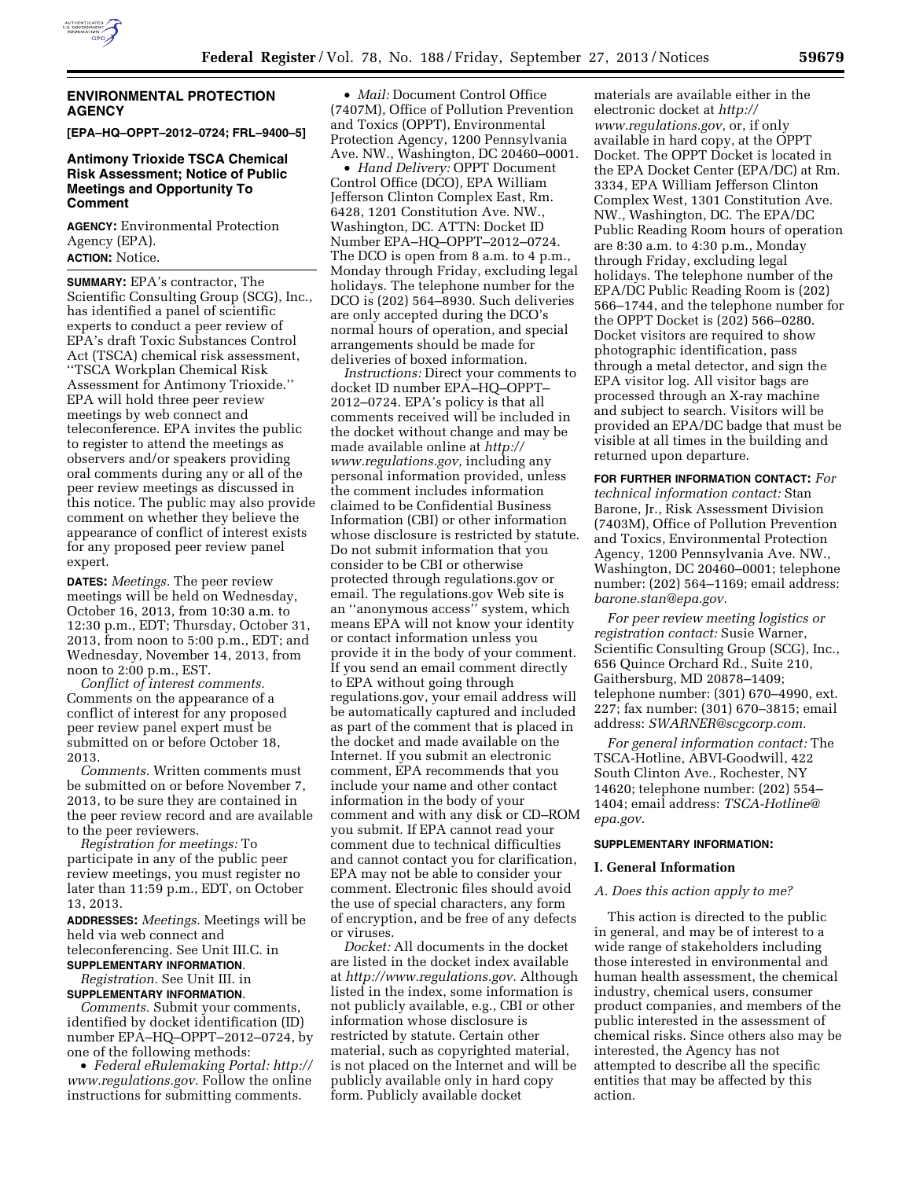## ENVIRONMENTAL PROTECTION AGENCY

**[EPA–HQ–OPPT–2012–0724; FRL–9400–5]**

### Antimony Trioxide TSCA Chemical Risk Assessment; Notice of Public Meetings and Opportunity To Comment

**AGENCY:** Environmental Protection Agency (EPA).

**ACTION:** Notice.

**SUMMARY:** EPA's contractor, The Scientific Consulting Group (SCG), Inc., has identified a panel of scientific experts to conduct a peer review of EPA's draft Toxic Substances Control Act (TSCA) chemical risk assessment, ''TSCA Workplan Chemical Risk Assessment for Antimony Trioxide.'' EPA will hold three peer review meetings by web connect and teleconference. EPA invites the public to register to attend the meetings as observers and/or speakers providing oral comments during any or all of the peer review meetings as discussed in this notice. The public may also provide comment on whether they believe the appearance of conflict of interest exists for any proposed peer review panel expert.

**DATES:** *Meetings.* The peer review meetings will be held on Wednesday, October 16, 2013, from 10:30 a.m. to 12:30 p.m., EDT; Thursday, October 31, 2013, from noon to 5:00 p.m., EDT; and Wednesday, November 14, 2013, from noon to 2:00 p.m., EST.

*Conflict of interest comments.* Comments on the appearance of a conflict of interest for any proposed peer review panel expert must be submitted on or before October 18, 2013.

*Comments.* Written comments must be submitted on or before November 7, 2013, to be sure they are contained in the peer review record and are available to the peer reviewers.

*Registration for meetings:* To participate in any of the public peer review meetings, you must register no later than 11:59 p.m., EDT, on October 13, 2013.

**ADDRESSES:** *Meetings.* Meetings will be held via web connect and teleconferencing. See Unit III.C. in **SUPPLEMENTARY INFORMATION**.

*Registration.* See Unit III. in **SUPPLEMENTARY INFORMATION**.

*Comments.* Submit your comments, identified by docket identification (ID) number EPA–HQ–OPPT–2012–0724, by one of the following methods:

- *Federal eRulemaking Portal: http://www.regulations.gov.* Follow the online instructions for submitting comments.
- *Mail:* Document Control Office (7407M), Office of Pollution Prevention and Toxics (OPPT), Environmental Protection Agency, 1200 Pennsylvania Ave. NW., Washington, DC 20460–0001.
- *Hand Delivery:* OPPT Document Control Office (DCO), EPA William Jefferson Clinton Complex East, Rm. 6428, 1201 Constitution Ave. NW., Washington, DC. ATTN: Docket ID Number EPA–HQ–OPPT–2012–0724. The DCO is open from 8 a.m. to 4 p.m., Monday through Friday, excluding legal holidays. The telephone number for the DCO is (202) 564–8930. Such deliveries are only accepted during the DCO's normal hours of operation, and special arrangements should be made for deliveries of boxed information.

*Instructions:* Direct your comments to docket ID number EPA–HQ–OPPT–2012–0724. EPA's policy is that all comments received will be included in the docket without change and may be made available online at *http://www.regulations.gov,* including any personal information provided, unless the comment includes information claimed to be Confidential Business Information (CBI) or other information whose disclosure is restricted by statute. Do not submit information that you consider to be CBI or otherwise protected through regulations.gov or email. The regulations.gov Web site is an ''anonymous access'' system, which means EPA will not know your identity or contact information unless you provide it in the body of your comment. If you send an email comment directly to EPA without going through regulations.gov, your email address will be automatically captured and included as part of the comment that is placed in the docket and made available on the Internet. If you submit an electronic comment, EPA recommends that you include your name and other contact information in the body of your comment and with any disk or CD–ROM you submit. If EPA cannot read your comment due to technical difficulties and cannot contact you for clarification, EPA may not be able to consider your comment. Electronic files should avoid the use of special characters, any form of encryption, and be free of any defects or viruses.

*Docket:* All documents in the docket are listed in the docket index available at *http://www.regulations.gov.* Although listed in the index, some information is not publicly available, e.g., CBI or other information whose disclosure is restricted by statute. Certain other material, such as copyrighted material, is not placed on the Internet and will be publicly available only in hard copy form. Publicly available docket materials are available either in the electronic docket at *http://www.regulations.gov,* or, if only available in hard copy, at the OPPT Docket. The OPPT Docket is located in the EPA Docket Center (EPA/DC) at Rm. 3334, EPA William Jefferson Clinton Complex West, 1301 Constitution Ave. NW., Washington, DC. The EPA/DC Public Reading Room hours of operation are 8:30 a.m. to 4:30 p.m., Monday through Friday, excluding legal holidays. The telephone number of the EPA/DC Public Reading Room is (202) 566–1744, and the telephone number for the OPPT Docket is (202) 566–0280. Docket visitors are required to show photographic identification, pass through a metal detector, and sign the EPA visitor log. All visitor bags are processed through an X-ray machine and subject to search. Visitors will be provided an EPA/DC badge that must be visible at all times in the building and returned upon departure.

**FOR FURTHER INFORMATION CONTACT:** *For technical information contact:* Stan Barone, Jr., Risk Assessment Division (7403M), Office of Pollution Prevention and Toxics, Environmental Protection Agency, 1200 Pennsylvania Ave. NW., Washington, DC 20460–0001; telephone number: (202) 564–1169; email address: *barone.stan@epa.gov.*

*For peer review meeting logistics or registration contact:* Susie Warner, Scientific Consulting Group (SCG), Inc., 656 Quince Orchard Rd., Suite 210, Gaithersburg, MD 20878–1409; telephone number: (301) 670–4990, ext. 227; fax number: (301) 670–3815; email address: *SWARNER@scgcorp.com.*

*For general information contact:* The TSCA-Hotline, ABVI-Goodwill, 422 South Clinton Ave., Rochester, NY 14620; telephone number: (202) 554–1404; email address: *TSCA-Hotline@epa.gov.*

**SUPPLEMENTARY INFORMATION:**

### I. General Information

#### *A. Does this action apply to me?*

This action is directed to the public in general, and may be of interest to a wide range of stakeholders including those interested in environmental and human health assessment, the chemical industry, chemical users, consumer product companies, and members of the public interested in the assessment of chemical risks. Since others also may be interested, the Agency has not attempted to describe all the specific entities that may be affected by this action.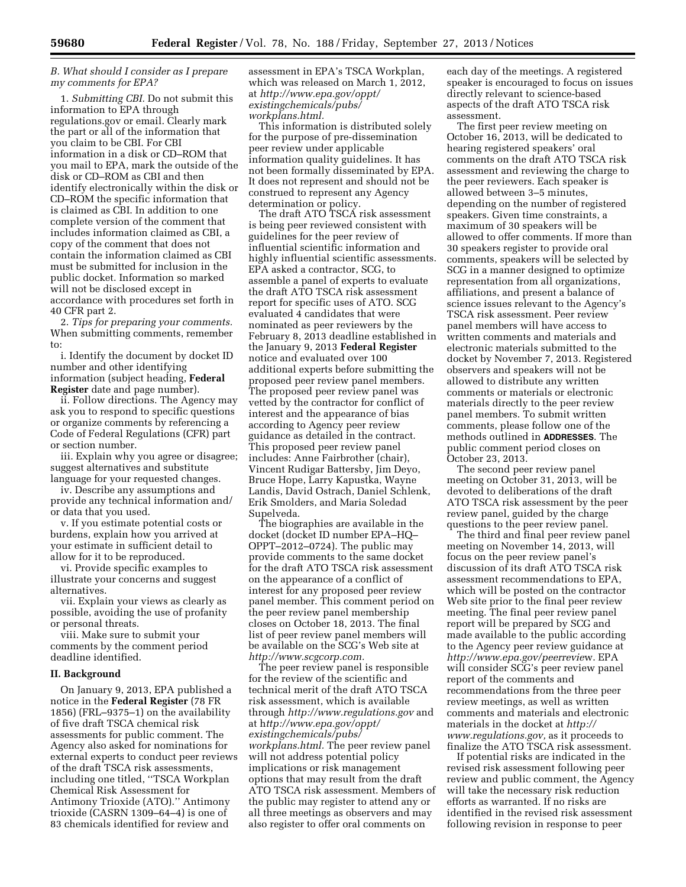*B. What should I consider as I prepare my comments for EPA?*

1. *Submitting CBI.* Do not submit this information to EPA through regulations.gov or email. Clearly mark the part or all of the information that you claim to be CBI. For CBI information in a disk or CD–ROM that you mail to EPA, mark the outside of the disk or CD–ROM as CBI and then identify electronically within the disk or CD–ROM the specific information that is claimed as CBI. In addition to one complete version of the comment that includes information claimed as CBI, a copy of the comment that does not contain the information claimed as CBI must be submitted for inclusion in the public docket. Information so marked will not be disclosed except in accordance with procedures set forth in 40 CFR part 2.

2. *Tips for preparing your comments.* When submitting comments, remember to:

i. Identify the document by docket ID number and other identifying information (subject heading, **Federal Register** date and page number).

ii. Follow directions. The Agency may ask you to respond to specific questions or organize comments by referencing a Code of Federal Regulations (CFR) part or section number.

iii. Explain why you agree or disagree; suggest alternatives and substitute language for your requested changes.

iv. Describe any assumptions and provide any technical information and/or data that you used.

v. If you estimate potential costs or burdens, explain how you arrived at your estimate in sufficient detail to allow for it to be reproduced.

vi. Provide specific examples to illustrate your concerns and suggest alternatives.

vii. Explain your views as clearly as possible, avoiding the use of profanity or personal threats.

viii. Make sure to submit your comments by the comment period deadline identified.

## II. Background

On January 9, 2013, EPA published a notice in the **Federal Register** (78 FR 1856) (FRL–9375–1) on the availability of five draft TSCA chemical risk assessments for public comment. The Agency also asked for nominations for external experts to conduct peer reviews of the draft TSCA risk assessments, including one titled, ''TSCA Workplan Chemical Risk Assessment for Antimony Trioxide (ATO).'' Antimony trioxide (CASRN 1309–64–4) is one of 83 chemicals identified for review and assessment in EPA's TSCA Workplan, which was released on March 1, 2012, at *http://www.epa.gov/oppt/existingchemicals/pubs/workplans.html.*

This information is distributed solely for the purpose of pre-dissemination peer review under applicable information quality guidelines. It has not been formally disseminated by EPA. It does not represent and should not be construed to represent any Agency determination or policy.

The draft ATO TSCA risk assessment is being peer reviewed consistent with guidelines for the peer review of influential scientific information and highly influential scientific assessments. EPA asked a contractor, SCG, to assemble a panel of experts to evaluate the draft ATO TSCA risk assessment report for specific uses of ATO. SCG evaluated 4 candidates that were nominated as peer reviewers by the February 8, 2013 deadline established in the January 9, 2013 **Federal Register** notice and evaluated over 100 additional experts before submitting the proposed peer review panel members. The proposed peer review panel was vetted by the contractor for conflict of interest and the appearance of bias according to Agency peer review guidance as detailed in the contract. This proposed peer review panel includes: Anne Fairbrother (chair), Vincent Rudigar Battersby, Jim Deyo, Bruce Hope, Larry Kapustka, Wayne Landis, David Ostrach, Daniel Schlenk, Erik Smolders, and Maria Soledad Supelveda.

The biographies are available in the docket (docket ID number EPA–HQ–OPPT–2012–0724). The public may provide comments to the same docket for the draft ATO TSCA risk assessment on the appearance of a conflict of interest for any proposed peer review panel member. This comment period on the peer review panel membership closes on October 18, 2013. The final list of peer review panel members will be available on the SCG's Web site at *http://www.scgcorp.com.*

The peer review panel is responsible for the review of the scientific and technical merit of the draft ATO TSCA risk assessment, which is available through *http://www.regulations.gov* and at *http://www.epa.gov/oppt/existingchemicals/pubs/workplans.html.* The peer review panel will not address potential policy implications or risk management options that may result from the draft ATO TSCA risk assessment. Members of the public may register to attend any or all three meetings as observers and may also register to offer oral comments on each day of the meetings. A registered speaker is encouraged to focus on issues directly relevant to science-based aspects of the draft ATO TSCA risk assessment.

The first peer review meeting on October 16, 2013, will be dedicated to hearing registered speakers' oral comments on the draft ATO TSCA risk assessment and reviewing the charge to the peer reviewers. Each speaker is allowed between 3–5 minutes, depending on the number of registered speakers. Given time constraints, a maximum of 30 speakers will be allowed to offer comments. If more than 30 speakers register to provide oral comments, speakers will be selected by SCG in a manner designed to optimize representation from all organizations, affiliations, and present a balance of science issues relevant to the Agency's TSCA risk assessment. Peer review panel members will have access to written comments and materials and electronic materials submitted to the docket by November 7, 2013. Registered observers and speakers will not be allowed to distribute any written comments or materials or electronic materials directly to the peer review panel members. To submit written comments, please follow one of the methods outlined in **ADDRESSES**. The public comment period closes on October 23, 2013.

The second peer review panel meeting on October 31, 2013, will be devoted to deliberations of the draft ATO TSCA risk assessment by the peer review panel, guided by the charge questions to the peer review panel.

The third and final peer review panel meeting on November 14, 2013, will focus on the peer review panel's discussion of its draft ATO TSCA risk assessment recommendations to EPA, which will be posted on the contractor Web site prior to the final peer review meeting. The final peer review panel report will be prepared by SCG and made available to the public according to the Agency peer review guidance at *http://www.epa.gov/peerreview*. EPA will consider SCG's peer review panel report of the comments and recommendations from the three peer review meetings, as well as written comments and materials and electronic materials in the docket at *http://www.regulations.gov,* as it proceeds to finalize the ATO TSCA risk assessment.

If potential risks are indicated in the revised risk assessment following peer review and public comment, the Agency will take the necessary risk reduction efforts as warranted. If no risks are identified in the revised risk assessment following revision in response to peer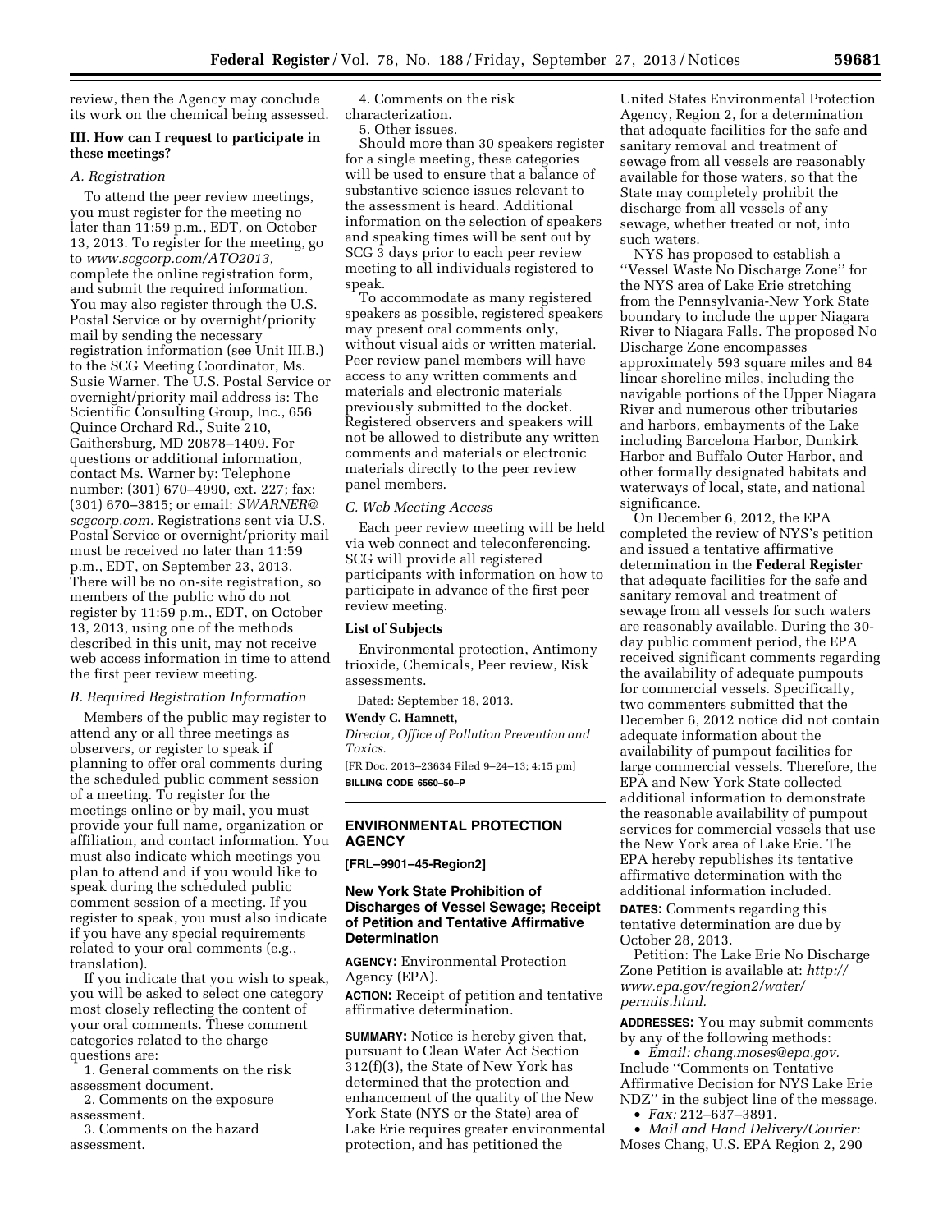review, then the Agency may conclude its work on the chemical being assessed.

### III. How can I request to participate in these meetings?

*A. Registration*

To attend the peer review meetings, you must register for the meeting no later than 11:59 p.m., EDT, on October 13, 2013. To register for the meeting, go to *www.scgcorp.com/ATO2013,* complete the online registration form, and submit the required information. You may also register through the U.S. Postal Service or by overnight/priority mail by sending the necessary registration information (see Unit III.B.) to the SCG Meeting Coordinator, Ms. Susie Warner. The U.S. Postal Service or overnight/priority mail address is: The Scientific Consulting Group, Inc., 656 Quince Orchard Rd., Suite 210, Gaithersburg, MD 20878–1409. For questions or additional information, contact Ms. Warner by: Telephone number: (301) 670–4990, ext. 227; fax: (301) 670–3815; or email: *SWARNER@scgcorp.com.* Registrations sent via U.S. Postal Service or overnight/priority mail must be received no later than 11:59 p.m., EDT, on September 23, 2013. There will be no on-site registration, so members of the public who do not register by 11:59 p.m., EDT, on October 13, 2013, using one of the methods described in this unit, may not receive web access information in time to attend the first peer review meeting.

*B. Required Registration Information*

Members of the public may register to attend any or all three meetings as observers, or register to speak if planning to offer oral comments during the scheduled public comment session of a meeting. To register for the meetings online or by mail, you must provide your full name, organization or affiliation, and contact information. You must also indicate which meetings you plan to attend and if you would like to speak during the scheduled public comment session of a meeting. If you register to speak, you must also indicate if you have any special requirements related to your oral comments (e.g., translation).

If you indicate that you wish to speak, you will be asked to select one category most closely reflecting the content of your oral comments. These comment categories related to the charge questions are:

1. General comments on the risk assessment document.
2. Comments on the exposure assessment.
3. Comments on the hazard assessment.
4. Comments on the risk characterization.
5. Other issues.

Should more than 30 speakers register for a single meeting, these categories will be used to ensure that a balance of substantive science issues relevant to the assessment is heard. Additional information on the selection of speakers and speaking times will be sent out by SCG 3 days prior to each peer review meeting to all individuals registered to speak.

To accommodate as many registered speakers as possible, registered speakers may present oral comments only, without visual aids or written material. Peer review panel members will have access to any written comments and materials and electronic materials previously submitted to the docket. Registered observers and speakers will not be allowed to distribute any written comments and materials or electronic materials directly to the peer review panel members.

*C. Web Meeting Access*

Each peer review meeting will be held via web connect and teleconferencing. SCG will provide all registered participants with information on how to participate in advance of the first peer review meeting.

**List of Subjects**

Environmental protection, Antimony trioxide, Chemicals, Peer review, Risk assessments.

Dated: September 18, 2013.

**Wendy C. Hamnett,**

*Director, Office of Pollution Prevention and Toxics.*

[FR Doc. 2013–23634 Filed 9–24–13; 4:15 pm]

**BILLING CODE 6560–50–P**

## ENVIRONMENTAL PROTECTION AGENCY

**[FRL–9901–45-Region2]**

### New York State Prohibition of Discharges of Vessel Sewage; Receipt of Petition and Tentative Affirmative Determination

**AGENCY:** Environmental Protection Agency (EPA).

**ACTION:** Receipt of petition and tentative affirmative determination.

**SUMMARY:** Notice is hereby given that, pursuant to Clean Water Act Section 312(f)(3), the State of New York has determined that the protection and enhancement of the quality of the New York State (NYS or the State) area of Lake Erie requires greater environmental protection, and has petitioned the United States Environmental Protection Agency, Region 2, for a determination that adequate facilities for the safe and sanitary removal and treatment of sewage from all vessels are reasonably available for those waters, so that the State may completely prohibit the discharge from all vessels of any sewage, whether treated or not, into such waters.

NYS has proposed to establish a ''Vessel Waste No Discharge Zone'' for the NYS area of Lake Erie stretching from the Pennsylvania-New York State boundary to include the upper Niagara River to Niagara Falls. The proposed No Discharge Zone encompasses approximately 593 square miles and 84 linear shoreline miles, including the navigable portions of the Upper Niagara River and numerous other tributaries and harbors, embayments of the Lake including Barcelona Harbor, Dunkirk Harbor and Buffalo Outer Harbor, and other formally designated habitats and waterways of local, state, and national significance.

On December 6, 2012, the EPA completed the review of NYS's petition and issued a tentative affirmative determination in the **Federal Register** that adequate facilities for the safe and sanitary removal and treatment of sewage from all vessels for such waters are reasonably available. During the 30-day public comment period, the EPA received significant comments regarding the availability of adequate pumpouts for commercial vessels. Specifically, two commenters submitted that the December 6, 2012 notice did not contain adequate information about the availability of pumpout facilities for large commercial vessels. Therefore, the EPA and New York State collected additional information to demonstrate the reasonable availability of pumpout services for commercial vessels that use the New York area of Lake Erie. The EPA hereby republishes its tentative affirmative determination with the additional information included.

**DATES:** Comments regarding this tentative determination are due by October 28, 2013.

Petition: The Lake Erie No Discharge Zone Petition is available at: *http://www.epa.gov/region2/water/permits.html.*

**ADDRESSES:** You may submit comments by any of the following methods:

- *Email: chang.moses@epa.gov.* Include ''Comments on Tentative Affirmative Decision for NYS Lake Erie NDZ'' in the subject line of the message.
- *Fax:* 212–637–3891.
- *Mail and Hand Delivery/Courier:* Moses Chang, U.S. EPA Region 2, 290